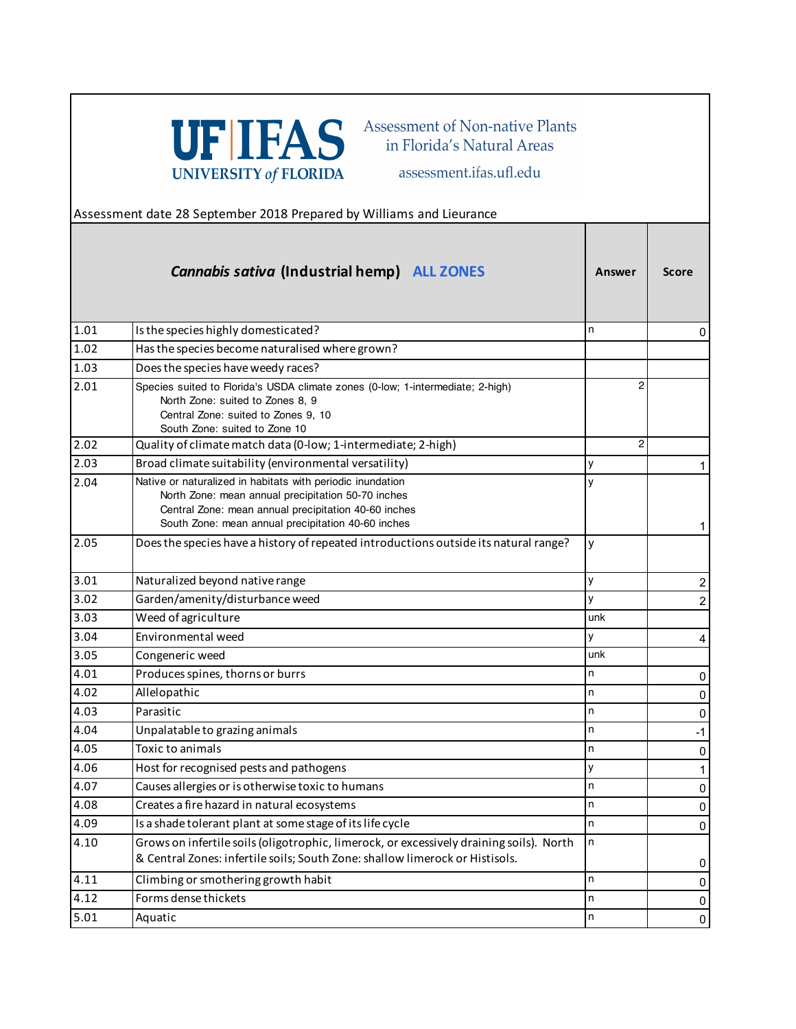UF | IFAS UNIVERSITY of FLORIDA

Assessment of Non-native Plants in Florida's Natural Areas

assessment.ifas.ufl.edu

Assessment date 28 September 2018 Prepared by Williams and Lieurance

| | *Cannabis sativa* (Industrial hemp) ALL ZONES | Answer | Score |
|---|---|---|---|
| 1.01 | Is the species highly domesticated? | n | 0 |
| 1.02 | Has the species become naturalised where grown? | | |
| 1.03 | Does the species have weedy races? | | |
| 2.01 | Species suited to Florida's USDA climate zones (0-low; 1-intermediate; 2-high)<br>North Zone: suited to Zones 8, 9<br>Central Zone: suited to Zones 9, 10<br>South Zone: suited to Zone 10 | 2 | |
| 2.02 | Quality of climate match data (0-low; 1-intermediate; 2-high) | 2 | |
| 2.03 | Broad climate suitability (environmental versatility) | y | 1 |
| 2.04 | Native or naturalized in habitats with periodic inundation<br>North Zone: mean annual precipitation 50-70 inches<br>Central Zone: mean annual precipitation 40-60 inches<br>South Zone: mean annual precipitation 40-60 inches | y | 1 |
| 2.05 | Does the species have a history of repeated introductions outside its natural range? | y | |
| 3.01 | Naturalized beyond native range | y | 2 |
| 3.02 | Garden/amenity/disturbance weed | y | 2 |
| 3.03 | Weed of agriculture | unk | |
| 3.04 | Environmental weed | y | 4 |
| 3.05 | Congeneric weed | unk | |
| 4.01 | Produces spines, thorns or burrs | n | 0 |
| 4.02 | Allelopathic | n | 0 |
| 4.03 | Parasitic | n | 0 |
| 4.04 | Unpalatable to grazing animals | n | -1 |
| 4.05 | Toxic to animals | n | 0 |
| 4.06 | Host for recognised pests and pathogens | y | 1 |
| 4.07 | Causes allergies or is otherwise toxic to humans | n | 0 |
| 4.08 | Creates a fire hazard in natural ecosystems | n | 0 |
| 4.09 | Is a shade tolerant plant at some stage of its life cycle | n | 0 |
| 4.10 | Grows on infertile soils (oligotrophic, limerock, or excessively draining soils). North & Central Zones: infertile soils; South Zone: shallow limerock or Histisols. | n | 0 |
| 4.11 | Climbing or smothering growth habit | n | 0 |
| 4.12 | Forms dense thickets | n | 0 |
| 5.01 | Aquatic | n | 0 |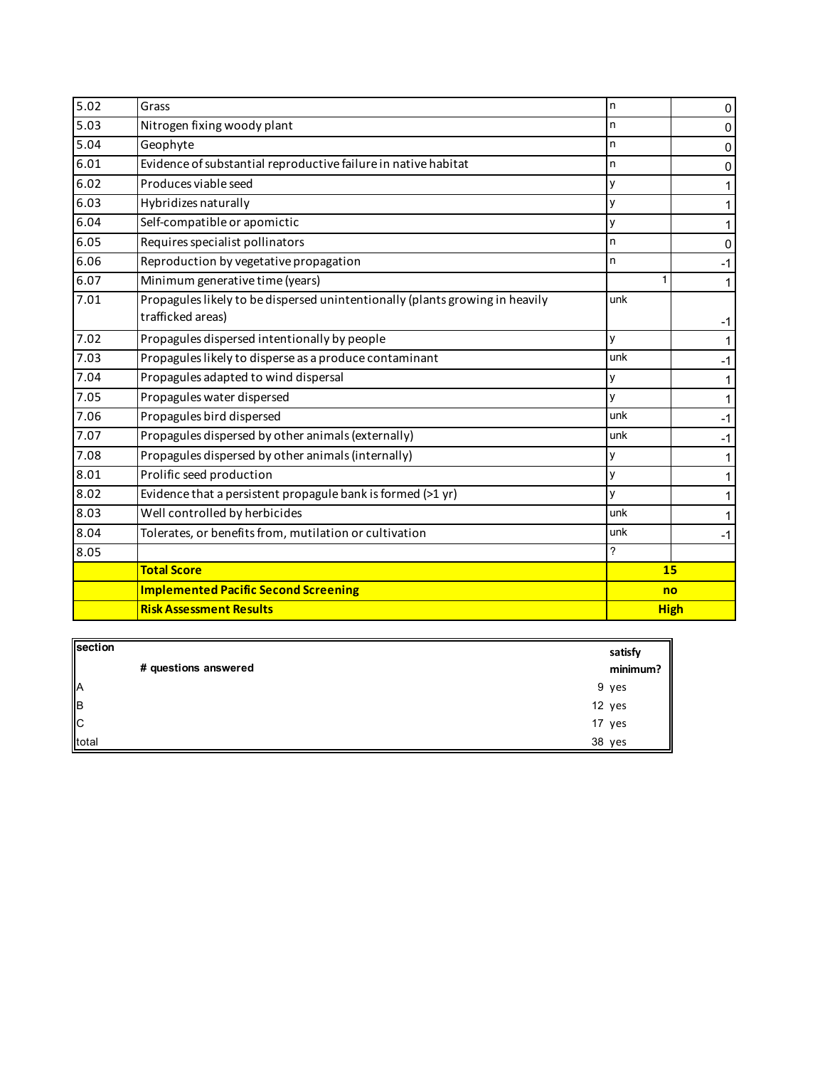| | | | |
|---|---|---|---|
| 5.02 | Grass | n | 0 |
| 5.03 | Nitrogen fixing woody plant | n | 0 |
| 5.04 | Geophyte | n | 0 |
| 6.01 | Evidence of substantial reproductive failure in native habitat | n | 0 |
| 6.02 | Produces viable seed | y | 1 |
| 6.03 | Hybridizes naturally | y | 1 |
| 6.04 | Self-compatible or apomictic | y | 1 |
| 6.05 | Requires specialist pollinators | n | 0 |
| 6.06 | Reproduction by vegetative propagation | n | -1 |
| 6.07 | Minimum generative time (years) | 1 | 1 |
| 7.01 | Propagules likely to be dispersed unintentionally (plants growing in heavily trafficked areas) | unk | -1 |
| 7.02 | Propagules dispersed intentionally by people | y | 1 |
| 7.03 | Propagules likely to disperse as a produce contaminant | unk | -1 |
| 7.04 | Propagules adapted to wind dispersal | y | 1 |
| 7.05 | Propagules water dispersed | y | 1 |
| 7.06 | Propagules bird dispersed | unk | -1 |
| 7.07 | Propagules dispersed by other animals (externally) | unk | -1 |
| 7.08 | Propagules dispersed by other animals (internally) | y | 1 |
| 8.01 | Prolific seed production | y | 1 |
| 8.02 | Evidence that a persistent propagule bank is formed (>1 yr) | y | 1 |
| 8.03 | Well controlled by herbicides | unk | 1 |
| 8.04 | Tolerates, or benefits from, mutilation or cultivation | unk | -1 |
| 8.05 | | ? | |
| | **Total Score** | **15** | |
| | **Implemented Pacific Second Screening** | **no** | |
| | **Risk Assessment Results** | **High** | |

| section | # questions answered | satisfy minimum? |
|---|---|---|
| A | 9 | yes |
| B | 12 | yes |
| C | 17 | yes |
| total | 38 | yes |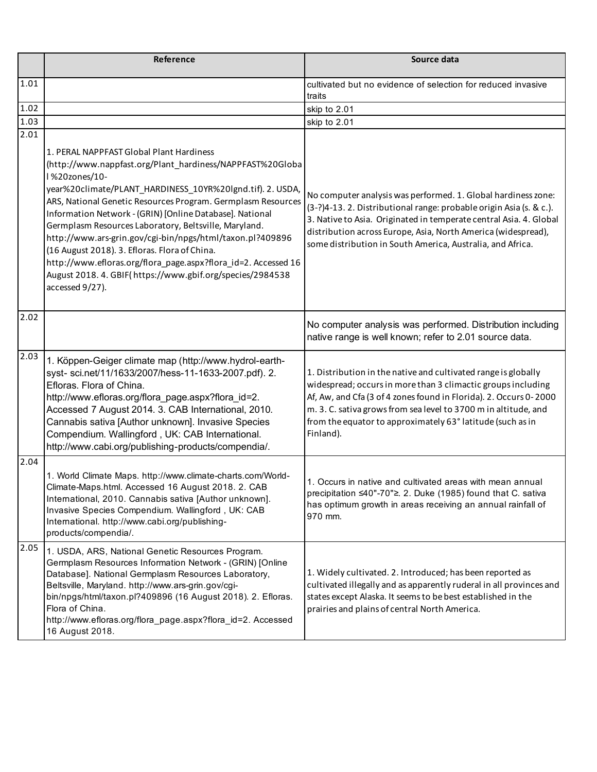|  | Reference | Source data |
|---|---|---|
| 1.01 |  | cultivated but no evidence of selection for reduced invasive traits |
| 1.02 |  | skip to 2.01 |
| 1.03 |  | skip to 2.01 |
| 2.01 | 1. PERAL NAPPFAST Global Plant Hardiness (http://www.nappfast.org/Plant_hardiness/NAPPFAST%20Global %20zones/10-year%20climate/PLANT_HARDINESS_10YR%20lgnd.tif). 2. USDA, ARS, National Genetic Resources Program. Germplasm Resources Information Network - (GRIN) [Online Database]. National Germplasm Resources Laboratory, Beltsville, Maryland. http://www.ars-grin.gov/cgi-bin/npgs/html/taxon.pl?409896 (16 August 2018). 3. Efloras. Flora of China. http://www.efloras.org/flora_page.aspx?flora_id=2. Accessed 16 August 2018. 4. GBIF( https://www.gbif.org/species/2984538 accessed 9/27). | No computer analysis was performed. 1. Global hardiness zone: (3-?)4-13. 2. Distributional range: probable origin Asia (s. & c.). 3. Native to Asia. Originated in temperate central Asia. 4. Global distribution across Europe, Asia, North America (widespread), some distribution in South America, Australia, and Africa. |
| 2.02 |  | No computer analysis was performed. Distribution including native range is well known; refer to 2.01 source data. |
| 2.03 | 1. Köppen-Geiger climate map (http://www.hydrol-earth-syst- sci.net/11/1633/2007/hess-11-1633-2007.pdf). 2. Efloras. Flora of China. http://www.efloras.org/flora_page.aspx?flora_id=2. Accessed 7 August 2014. 3. CAB International, 2010. Cannabis sativa [Author unknown]. Invasive Species Compendium. Wallingford , UK: CAB International. http://www.cabi.org/publishing-products/compendia/. | 1. Distribution in the native and cultivated range is globally widespread; occurs in more than 3 climactic groups including Af, Aw, and Cfa (3 of 4 zones found in Florida). 2. Occurs 0- 2000 m. 3. C. sativa grows from sea level to 3700 m in altitude, and from the equator to approximately 63° latitude (such as in Finland). |
| 2.04 | 1. World Climate Maps. http://www.climate-charts.com/World-Climate-Maps.html. Accessed 16 August 2018. 2. CAB International, 2010. Cannabis sativa [Author unknown]. Invasive Species Compendium. Wallingford , UK: CAB International. http://www.cabi.org/publishing-products/compendia/. | 1. Occurs in native and cultivated areas with mean annual precipitation ≤40"-70"≥. 2. Duke (1985) found that C. sativa has optimum growth in areas receiving an annual rainfall of 970 mm. |
| 2.05 | 1. USDA, ARS, National Genetic Resources Program. Germplasm Resources Information Network - (GRIN) [Online Database]. National Germplasm Resources Laboratory, Beltsville, Maryland. http://www.ars-grin.gov/cgi-bin/npgs/html/taxon.pl?409896 (16 August 2018). 2. Efloras. Flora of China. http://www.efloras.org/flora_page.aspx?flora_id=2. Accessed 16 August 2018. | 1. Widely cultivated. 2. Introduced; has been reported as cultivated illegally and as apparently ruderal in all provinces and states except Alaska. It seems to be best established in the prairies and plains of central North America. |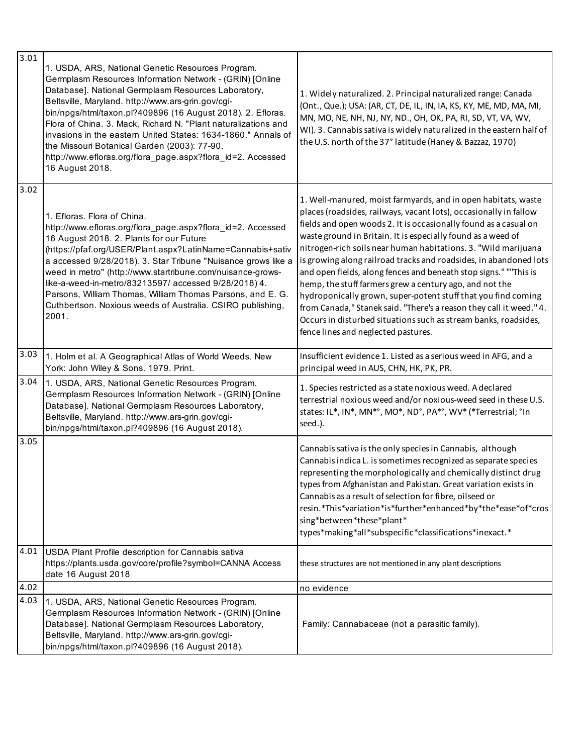| | | |
|---|---|---|
| 3.01 | 1. USDA, ARS, National Genetic Resources Program. Germplasm Resources Information Network - (GRIN) [Online Database]. National Germplasm Resources Laboratory, Beltsville, Maryland. http://www.ars-grin.gov/cgi-bin/npgs/html/taxon.pl?409896 (16 August 2018). 2. Efloras. Flora of China. 3. Mack, Richard N. "Plant naturalizations and invasions in the eastern United States: 1634-1860." Annals of the Missouri Botanical Garden (2003): 77-90. http://www.efloras.org/flora_page.aspx?flora_id=2. Accessed 16 August 2018. | 1. Widely naturalized. 2. Principal naturalized range: Canada (Ont., Que.); USA: (AR, CT, DE, IL, IN, IA, KS, KY, ME, MD, MA, MI, MN, MO, NE, NH, NJ, NY, ND., OH, OK, PA, RI, SD, VT, VA, WV, WI). 3. Cannabis sativa is widely naturalized in the eastern half of the U.S. north of the 37° latitude (Haney & Bazzaz, 1970) |
| 3.02 | 1. Efloras. Flora of China. http://www.efloras.org/flora_page.aspx?flora_id=2. Accessed 16 August 2018. 2. Plants for our Future (https://pfaf.org/USER/Plant.aspx?LatinName=Cannabis+sativa accessed 9/28/2018). 3. Star Tribune "Nuisance grows like a weed in metro" (http://www.startribune.com/nuisance-grows-like-a-weed-in-metro/83213597/ accessed 9/28/2018) 4. Parsons, William Thomas, William Thomas Parsons, and E. G. Cuthbertson. Noxious weeds of Australia. CSIRO publishing, 2001. | 1. Well-manured, moist farmyards, and in open habitats, waste places (roadsides, railways, vacant lots), occasionally in fallow fields and open woods 2. It is occasionally found as a casual on waste ground in Britain. It is especially found as a weed of nitrogen-rich soils near human habitations. 3. "Wild marijuana is growing along railroad tracks and roadsides, in abandoned lots and open fields, along fences and beneath stop signs." ""This is hemp, the stuff farmers grew a century ago, and not the hydroponically grown, super-potent stuff that you find coming from Canada," Stanek said. "There's a reason they call it weed." 4. Occurs in disturbed situations such as stream banks, roadsides, fence lines and neglected pastures. |
| 3.03 | 1. Holm et al. A Geographical Atlas of World Weeds. New York: John Wiley & Sons. 1979. Print. | Insufficient evidence 1. Listed as a serious weed in AFG, and a principal weed in AUS, CHN, HK, PK, PR. |
| 3.04 | 1. USDA, ARS, National Genetic Resources Program. Germplasm Resources Information Network - (GRIN) [Online Database]. National Germplasm Resources Laboratory, Beltsville, Maryland. http://www.ars-grin.gov/cgi-bin/npgs/html/taxon.pl?409896 (16 August 2018). | 1. Species restricted as a state noxious weed. A declared terrestrial noxious weed and/or noxious-weed seed in these U.S. states: IL*, IN*, MN*°, MO*, ND°, PA*°, WV* (*Terrestrial; °In seed.). |
| 3.05 | | Cannabis sativa is the only species in Cannabis, although Cannabis indica L. is sometimes recognized as separate species representing the morphologically and chemically distinct drug types from Afghanistan and Pakistan. Great variation exists in Cannabis as a result of selection for fibre, oilseed or resin.*This*variation*is*further*enhanced*by*the*ease*of*crossing*between*these*plant* types*making*all*subspecific*classifications*inexact.* |
| 4.01 | USDA Plant Profile description for Cannabis sativa https://plants.usda.gov/core/profile?symbol=CANNA Access date 16 August 2018 | these structures are not mentioned in any plant descriptions |
| 4.02 | | no evidence |
| 4.03 | 1. USDA, ARS, National Genetic Resources Program. Germplasm Resources Information Network - (GRIN) [Online Database]. National Germplasm Resources Laboratory, Beltsville, Maryland. http://www.ars-grin.gov/cgi-bin/npgs/html/taxon.pl?409896 (16 August 2018). | Family: Cannabaceae (not a parasitic family). |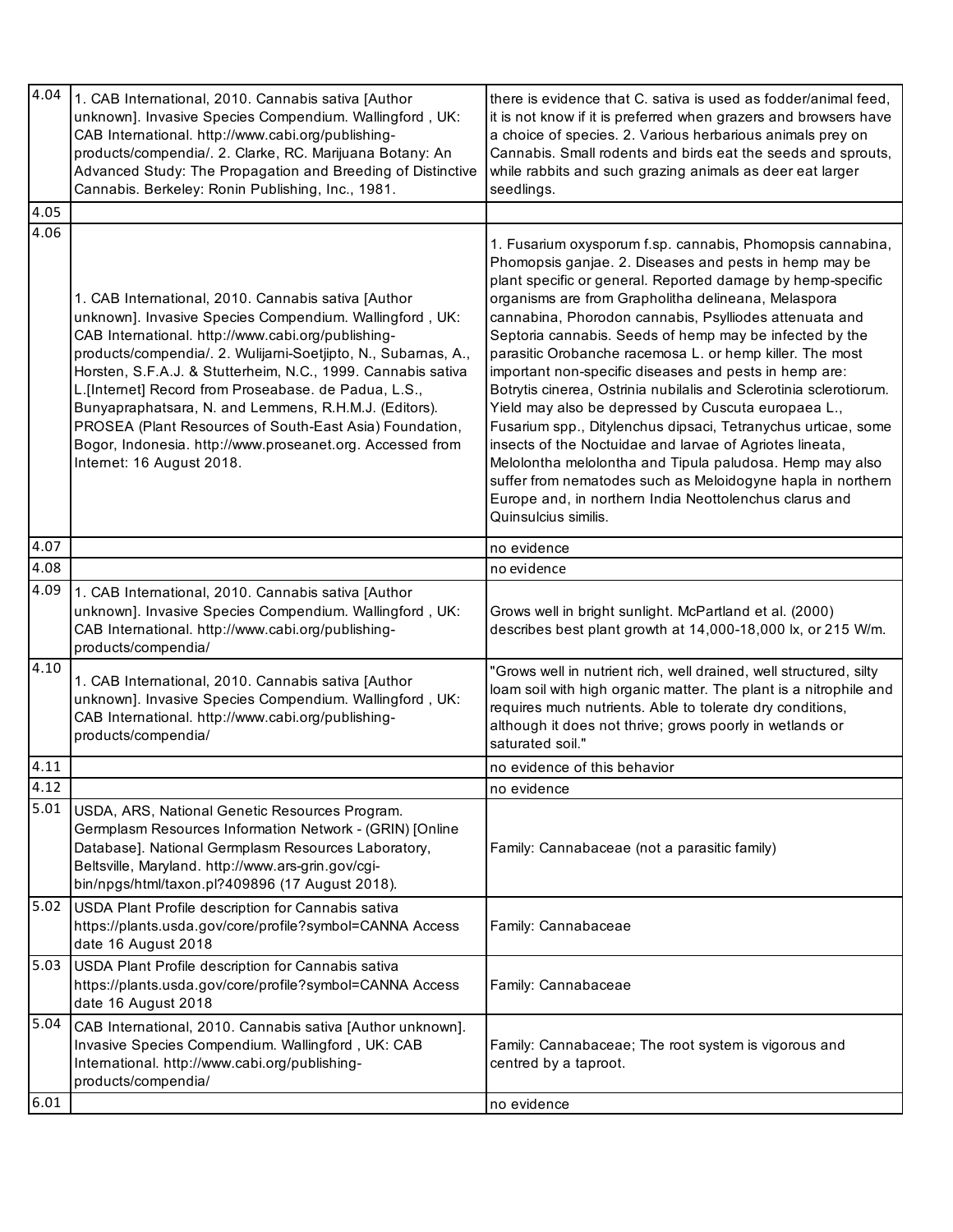| | | |
|---|---|---|
| 4.04 | 1. CAB International, 2010. Cannabis sativa [Author unknown]. Invasive Species Compendium. Wallingford , UK: CAB International. http://www.cabi.org/publishing-products/compendia/. 2. Clarke, RC. Marijuana Botany: An Advanced Study: The Propagation and Breeding of Distinctive Cannabis. Berkeley: Ronin Publishing, Inc., 1981. | there is evidence that C. sativa is used as fodder/animal feed, it is not know if it is preferred when grazers and browsers have a choice of species. 2. Various herbarious animals prey on Cannabis. Small rodents and birds eat the seeds and sprouts, while rabbits and such grazing animals as deer eat larger seedlings. |
| 4.05 | | |
| 4.06 | 1. CAB International, 2010. Cannabis sativa [Author unknown]. Invasive Species Compendium. Wallingford , UK: CAB International. http://www.cabi.org/publishing-products/compendia/. 2. Wulijarni-Soetjipto, N., Subarnas, A., Horsten, S.F.A.J. & Stutterheim, N.C., 1999. Cannabis sativa L.[Internet] Record from Proseabase. de Padua, L.S., Bunyapraphatsara, N. and Lemmens, R.H.M.J. (Editors). PROSEA (Plant Resources of South-East Asia) Foundation, Bogor, Indonesia. http://www.proseanet.org. Accessed from Internet: 16 August 2018. | 1. Fusarium oxysporum f.sp. cannabis, Phomopsis cannabina, Phomopsis ganjae. 2. Diseases and pests in hemp may be plant specific or general. Reported damage by hemp-specific organisms are from Grapholitha delineana, Melaspora cannabina, Phorodon cannabis, Psylliodes attenuata and Septoria cannabis. Seeds of hemp may be infected by the parasitic Orobanche racemosa L. or hemp killer. The most important non-specific diseases and pests in hemp are: Botrytis cinerea, Ostrinia nubilalis and Sclerotinia sclerotiorum. Yield may also be depressed by Cuscuta europaea L., Fusarium spp., Ditylenchus dipsaci, Tetranychus urticae, some insects of the Noctuidae and larvae of Agriotes lineata, Melolontha melolontha and Tipula paludosa. Hemp may also suffer from nematodes such as Meloidogyne hapla in northern Europe and, in northern India Neottolenchus clarus and Quinsulcius similis. |
| 4.07 | | no evidence |
| 4.08 | | no evidence |
| 4.09 | 1. CAB International, 2010. Cannabis sativa [Author unknown]. Invasive Species Compendium. Wallingford , UK: CAB International. http://www.cabi.org/publishing-products/compendia/ | Grows well in bright sunlight. McPartland et al. (2000) describes best plant growth at 14,000-18,000 lx, or 215 W/m. |
| 4.10 | 1. CAB International, 2010. Cannabis sativa [Author unknown]. Invasive Species Compendium. Wallingford , UK: CAB International. http://www.cabi.org/publishing-products/compendia/ | "Grows well in nutrient rich, well drained, well structured, silty loam soil with high organic matter. The plant is a nitrophile and requires much nutrients. Able to tolerate dry conditions, although it does not thrive; grows poorly in wetlands or saturated soil." |
| 4.11 | | no evidence of this behavior |
| 4.12 | | no evidence |
| 5.01 | USDA, ARS, National Genetic Resources Program. Germplasm Resources Information Network - (GRIN) [Online Database]. National Germplasm Resources Laboratory, Beltsville, Maryland. http://www.ars-grin.gov/cgi-bin/npgs/html/taxon.pl?409896 (17 August 2018). | Family: Cannabaceae (not a parasitic family) |
| 5.02 | USDA Plant Profile description for Cannabis sativa https://plants.usda.gov/core/profile?symbol=CANNA Access date 16 August 2018 | Family: Cannabaceae |
| 5.03 | USDA Plant Profile description for Cannabis sativa https://plants.usda.gov/core/profile?symbol=CANNA Access date 16 August 2018 | Family: Cannabaceae |
| 5.04 | CAB International, 2010. Cannabis sativa [Author unknown]. Invasive Species Compendium. Wallingford , UK: CAB International. http://www.cabi.org/publishing-products/compendia/ | Family: Cannabaceae; The root system is vigorous and centred by a taproot. |
| 6.01 | | no evidence |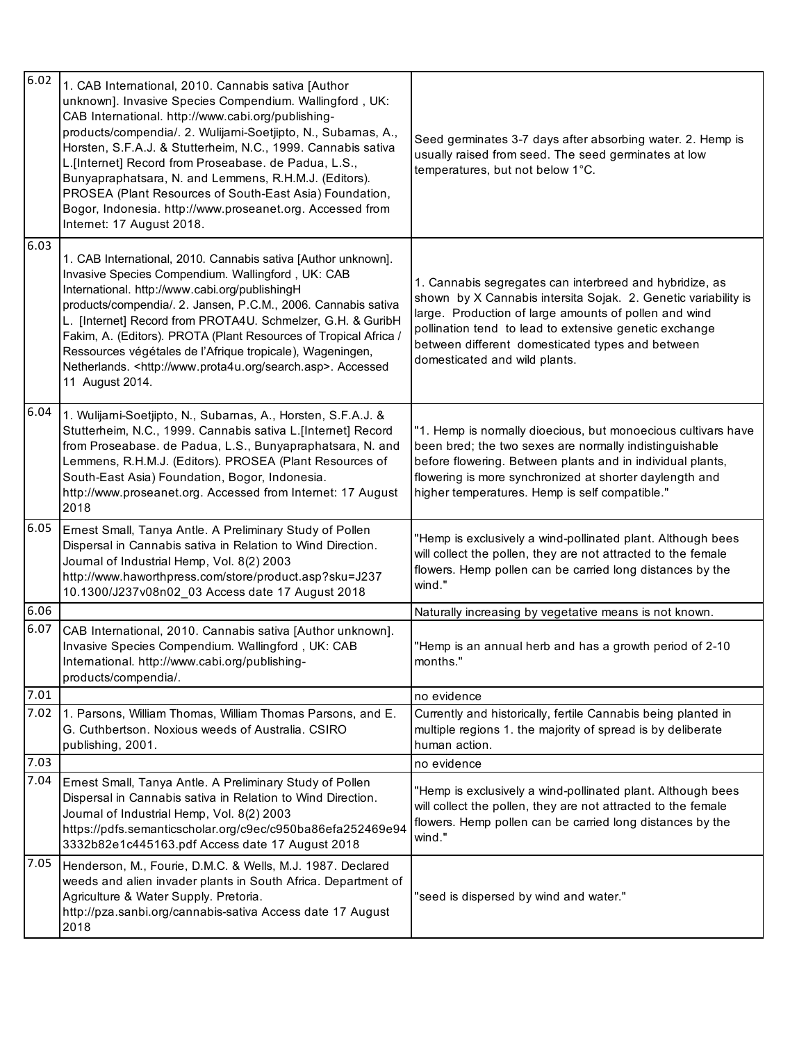| | | |
|---|---|---|
| 6.02 | 1. CAB International, 2010. Cannabis sativa [Author unknown]. Invasive Species Compendium. Wallingford , UK: CAB International. http://www.cabi.org/publishing-products/compendia/. 2. Wulijarni-Soetjipto, N., Subarnas, A., Horsten, S.F.A.J. & Stutterheim, N.C., 1999. Cannabis sativa L.[Internet] Record from Proseabase. de Padua, L.S., Bunyapraphatsara, N. and Lemmens, R.H.M.J. (Editors). PROSEA (Plant Resources of South-East Asia) Foundation, Bogor, Indonesia. http://www.proseanet.org. Accessed from Internet: 17 August 2018. | Seed germinates 3-7 days after absorbing water. 2. Hemp is usually raised from seed. The seed germinates at low temperatures, but not below 1°C. |
| 6.03 | 1. CAB International, 2010. Cannabis sativa [Author unknown]. Invasive Species Compendium. Wallingford , UK: CAB International. http://www.cabi.org/publishingH products/compendia/. 2. Jansen, P.C.M., 2006. Cannabis sativa L. [Internet] Record from PROTA4U. Schmelzer, G.H. & GuribH Fakim, A. (Editors). PROTA (Plant Resources of Tropical Africa / Ressources végétales de l'Afrique tropicale), Wageningen, Netherlands. <http://www.prota4u.org/search.asp>. Accessed 11 August 2014. | 1. Cannabis segregates can interbreed and hybridize, as shown by X Cannabis intersita Sojak. 2. Genetic variability is large. Production of large amounts of pollen and wind pollination tend to lead to extensive genetic exchange between different domesticated types and between domesticated and wild plants. |
| 6.04 | 1. Wulijarni-Soetjipto, N., Subarnas, A., Horsten, S.F.A.J. & Stutterheim, N.C., 1999. Cannabis sativa L.[Internet] Record from Proseabase. de Padua, L.S., Bunyapraphatsara, N. and Lemmens, R.H.M.J. (Editors). PROSEA (Plant Resources of South-East Asia) Foundation, Bogor, Indonesia. http://www.proseanet.org. Accessed from Internet: 17 August 2018 | "1. Hemp is normally dioecious, but monoecious cultivars have been bred; the two sexes are normally indistinguishable before flowering. Between plants and in individual plants, flowering is more synchronized at shorter daylength and higher temperatures. Hemp is self compatible." |
| 6.05 | Ernest Small, Tanya Antle. A Preliminary Study of Pollen Dispersal in Cannabis sativa in Relation to Wind Direction. Journal of Industrial Hemp, Vol. 8(2) 2003 http://www.haworthpress.com/store/product.asp?sku=J237 10.1300/J237v08n02_03 Access date 17 August 2018 | "Hemp is exclusively a wind-pollinated plant. Although bees will collect the pollen, they are not attracted to the female flowers. Hemp pollen can be carried long distances by the wind." |
| 6.06 | | Naturally increasing by vegetative means is not known. |
| 6.07 | CAB International, 2010. Cannabis sativa [Author unknown]. Invasive Species Compendium. Wallingford , UK: CAB International. http://www.cabi.org/publishing-products/compendia/. | "Hemp is an annual herb and has a growth period of 2-10 months." |
| 7.01 | | no evidence |
| 7.02 | 1. Parsons, William Thomas, William Thomas Parsons, and E. G. Cuthbertson. Noxious weeds of Australia. CSIRO publishing, 2001. | Currently and historically, fertile Cannabis being planted in multiple regions 1. the majority of spread is by deliberate human action. |
| 7.03 | | no evidence |
| 7.04 | Ernest Small, Tanya Antle. A Preliminary Study of Pollen Dispersal in Cannabis sativa in Relation to Wind Direction. Journal of Industrial Hemp, Vol. 8(2) 2003 https://pdfs.semanticscholar.org/c9ec/c950ba86efa252469e943332b82e1c445163.pdf Access date 17 August 2018 | "Hemp is exclusively a wind-pollinated plant. Although bees will collect the pollen, they are not attracted to the female flowers. Hemp pollen can be carried long distances by the wind." |
| 7.05 | Henderson, M., Fourie, D.M.C. & Wells, M.J. 1987. Declared weeds and alien invader plants in South Africa. Department of Agriculture & Water Supply. Pretoria. http://pza.sanbi.org/cannabis-sativa Access date 17 August 2018 | "seed is dispersed by wind and water." |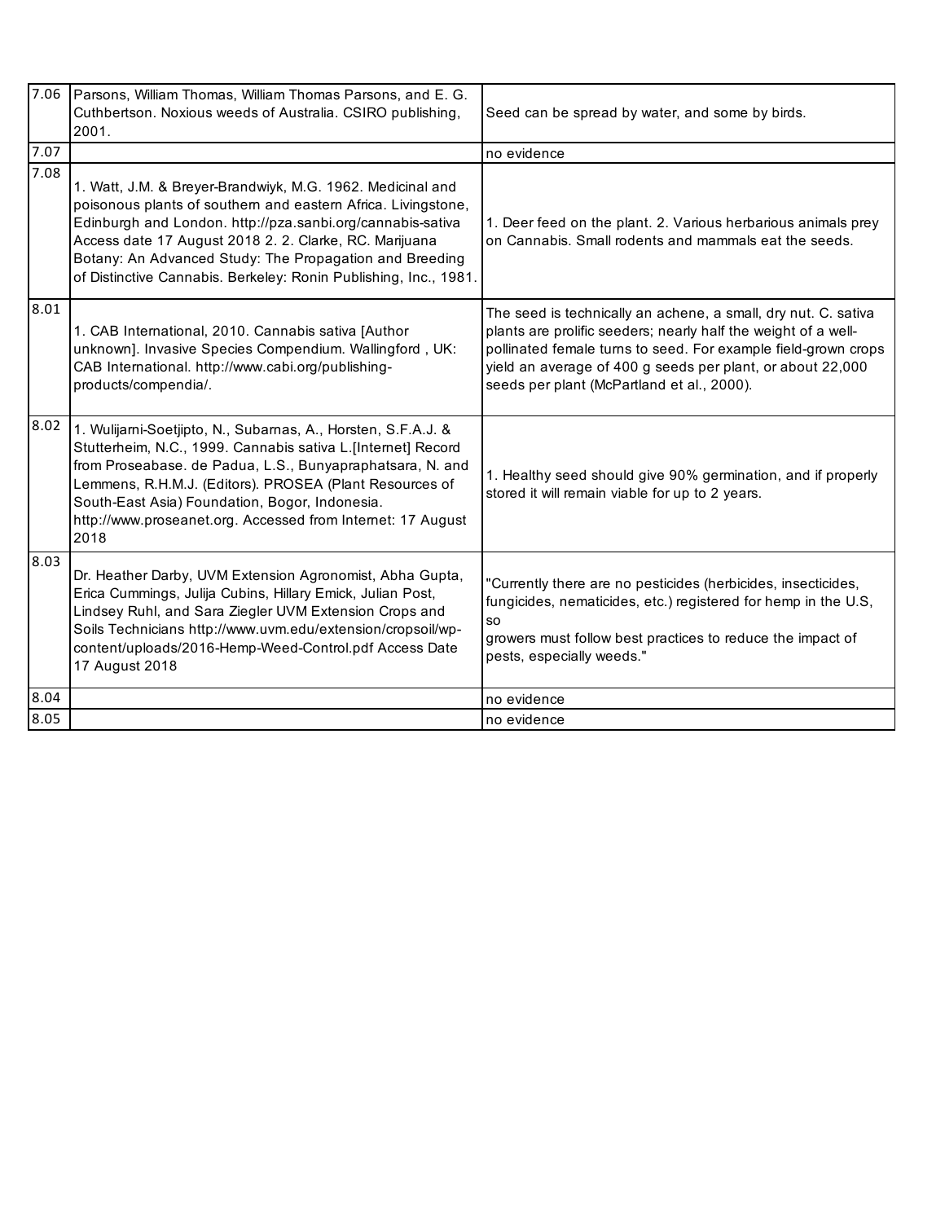| | | |
|---|---|---|
| 7.06 | Parsons, William Thomas, William Thomas Parsons, and E. G. Cuthbertson. Noxious weeds of Australia. CSIRO publishing, 2001. | Seed can be spread by water, and some by birds. |
| 7.07 | | no evidence |
| 7.08 | 1. Watt, J.M. & Breyer-Brandwiyk, M.G. 1962. Medicinal and poisonous plants of southern and eastern Africa. Livingstone, Edinburgh and London. http://pza.sanbi.org/cannabis-sativa Access date 17 August 2018 2. 2. Clarke, RC. Marijuana Botany: An Advanced Study: The Propagation and Breeding of Distinctive Cannabis. Berkeley: Ronin Publishing, Inc., 1981. | 1. Deer feed on the plant. 2. Various herbarious animals prey on Cannabis. Small rodents and mammals eat the seeds. |
| 8.01 | 1. CAB International, 2010. Cannabis sativa [Author unknown]. Invasive Species Compendium. Wallingford , UK: CAB International. http://www.cabi.org/publishing-products/compendia/. | The seed is technically an achene, a small, dry nut. C. sativa plants are prolific seeders; nearly half the weight of a well-pollinated female turns to seed. For example field-grown crops yield an average of 400 g seeds per plant, or about 22,000 seeds per plant (McPartland et al., 2000). |
| 8.02 | 1. Wulijarni-Soetjipto, N., Subarnas, A., Horsten, S.F.A.J. & Stutterheim, N.C., 1999. Cannabis sativa L.[Internet] Record from Proseabase. de Padua, L.S., Bunyapraphatsara, N. and Lemmens, R.H.M.J. (Editors). PROSEA (Plant Resources of South-East Asia) Foundation, Bogor, Indonesia. http://www.proseanet.org. Accessed from Internet: 17 August 2018 | 1. Healthy seed should give 90% germination, and if properly stored it will remain viable for up to 2 years. |
| 8.03 | Dr. Heather Darby, UVM Extension Agronomist, Abha Gupta, Erica Cummings, Julija Cubins, Hillary Emick, Julian Post, Lindsey Ruhl, and Sara Ziegler UVM Extension Crops and Soils Technicians http://www.uvm.edu/extension/cropsoil/wp-content/uploads/2016-Hemp-Weed-Control.pdf Access Date 17 August 2018 | "Currently there are no pesticides (herbicides, insecticides, fungicides, nematicides, etc.) registered for hemp in the U.S, so growers must follow best practices to reduce the impact of pests, especially weeds." |
| 8.04 | | no evidence |
| 8.05 | | no evidence |